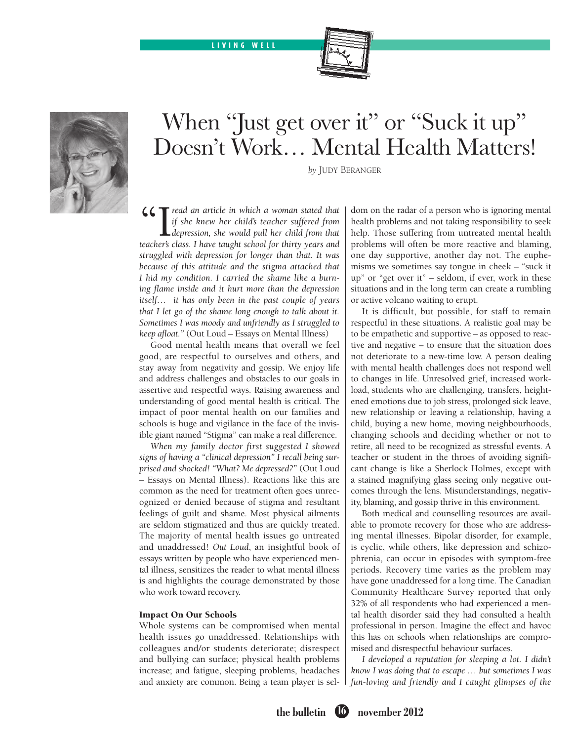LIVING WELL

# When "Just get over it" or "Suck it up" Doesn't Work… Mental Health Matters!

*by* JUDY BERANGER

"*I read an article in which a woman stated that if she knew her child's teacher suffered from depression, she would pull her child from that teacher's class. I have taught school for thirty years and struggled with depression for longer than that. It was because of this attitude and the stigma attached that I hid my condition. I carried the shame like a burning flame inside and it hurt more than the depression itself… it has only been in the past couple of years that I let go of the shame long enough to talk about it. Sometimes I was moody and unfriendly as I struggled to keep afloat.*" (Out Loud – Essays on Mental Illness)

Good mental health means that overall we feel good, are respectful to ourselves and others, and stay away from negativity and gossip. We enjoy life and address challenges and obstacles to our goals in assertive and respectful ways. Raising awareness and understanding of good mental health is critical. The impact of poor mental health on our families and schools is huge and vigilance in the face of the invisible giant named "Stigma" can make a real difference.

*When my family doctor first suggested I showed signs of having a "clinical depression" I recall being surprised and shocked! "What? Me depressed?"* (Out Loud – Essays on Mental Illness). Reactions like this are common as the need for treatment often goes unrecognized or denied because of stigma and resultant feelings of guilt and shame. Most physical ailments are seldom stigmatized and thus are quickly treated. The majority of mental health issues go untreated and unaddressed! *Out Loud*, an insightful book of essays written by people who have experienced mental illness, sensitizes the reader to what mental illness is and highlights the courage demonstrated by those who work toward recovery.

### Impact On Our Schools

Whole systems can be compromised when mental health issues go unaddressed. Relationships with colleagues and/or students deteriorate; disrespect and bullying can surface; physical health problems increase; and fatigue, sleeping problems, headaches and anxiety are common. Being a team player is seldom on the radar of a person who is ignoring mental health problems and not taking responsibility to seek help. Those suffering from untreated mental health problems will often be more reactive and blaming, one day supportive, another day not. The euphemisms we sometimes say tongue in cheek – "suck it up" or "get over it" – seldom, if ever, work in these situations and in the long term can create a rumbling or active volcano waiting to erupt.

It is difficult, but possible, for staff to remain respectful in these situations. A realistic goal may be to be empathetic and supportive – as opposed to reactive and negative – to ensure that the situation does not deteriorate to a new-time low. A person dealing with mental health challenges does not respond well to changes in life. Unresolved grief, increased workload, students who are challenging, transfers, heightened emotions due to job stress, prolonged sick leave, new relationship or leaving a relationship, having a child, buying a new home, moving neighbourhoods, changing schools and deciding whether or not to retire, all need to be recognized as stressful events. A teacher or student in the throes of avoiding significant change is like a Sherlock Holmes, except with a stained magnifying glass seeing only negative outcomes through the lens. Misunderstandings, negativity, blaming, and gossip thrive in this environment.

Both medical and counselling resources are available to promote recovery for those who are addressing mental illnesses. Bipolar disorder, for example, is cyclic, while others, like depression and schizophrenia, can occur in episodes with symptom-free periods. Recovery time varies as the problem may have gone unaddressed for a long time. The Canadian Community Healthcare Survey reported that only 32% of all respondents who had experienced a mental health disorder said they had consulted a health professional in person. Imagine the effect and havoc this has on schools when relationships are compromised and disrespectful behaviour surfaces.

*I developed a reputation for sleeping a lot. I didn't know I was doing that to escape … but sometimes I was fun-loving and friendly and I caught glimpses of the*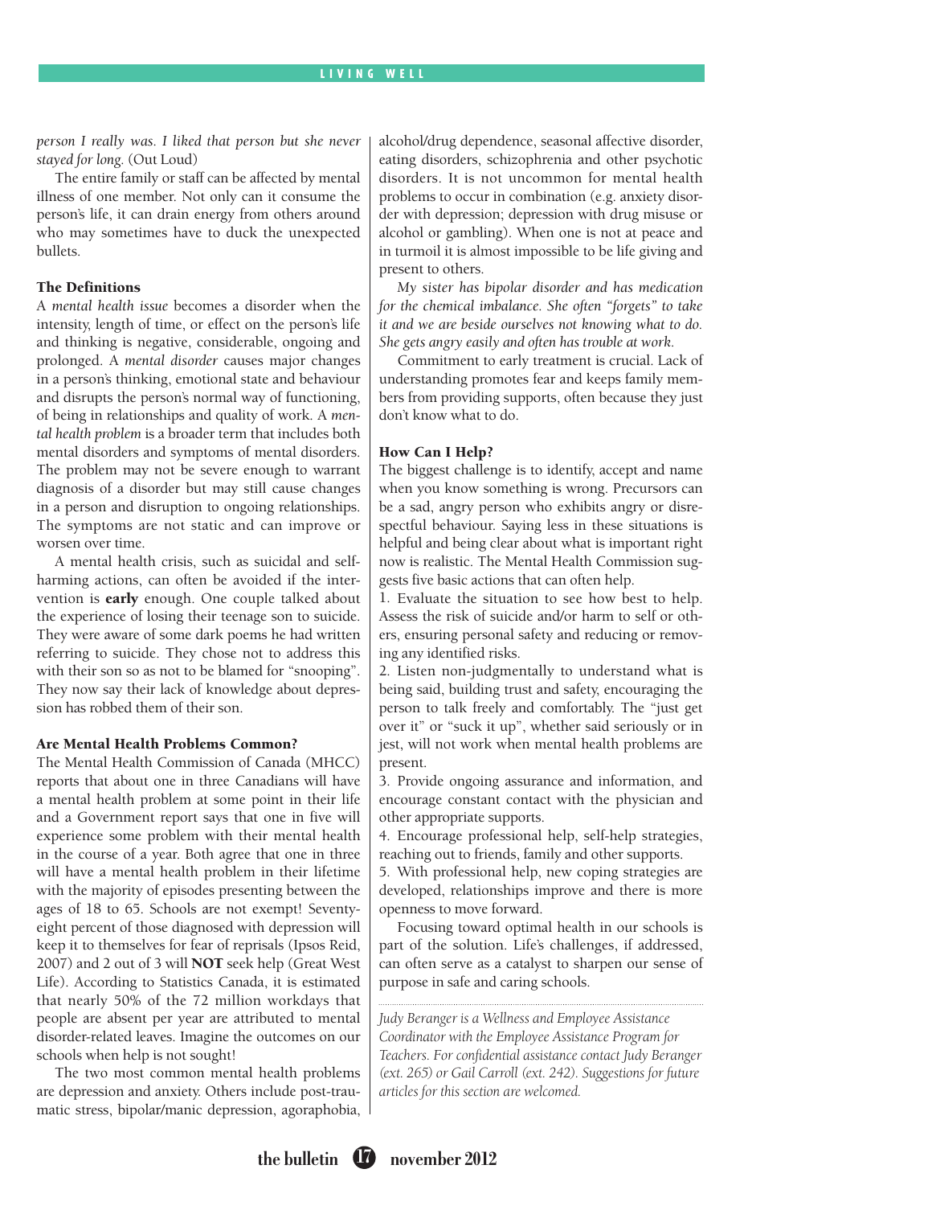*person I really was. I liked that person but she never stayed for long.* (Out Loud)

The entire family or staff can be affected by mental illness of one member. Not only can it consume the person's life, it can drain energy from others around who may sometimes have to duck the unexpected bullets.

### The Definitions

A *mental health issue* becomes a disorder when the intensity, length of time, or effect on the person's life and thinking is negative, considerable, ongoing and prolonged. A *mental disorder* causes major changes in a person's thinking, emotional state and behaviour and disrupts the person's normal way of functioning, of being in relationships and quality of work. A *mental health problem* is a broader term that includes both mental disorders and symptoms of mental disorders. The problem may not be severe enough to warrant diagnosis of a disorder but may still cause changes in a person and disruption to ongoing relationships. The symptoms are not static and can improve or worsen over time.

A mental health crisis, such as suicidal and self-harming actions, can often be avoided if the intervention is **early** enough. One couple talked about the experience of losing their teenage son to suicide. They were aware of some dark poems he had written referring to suicide. They chose not to address this with their son so as not to be blamed for "snooping". They now say their lack of knowledge about depression has robbed them of their son.

### Are Mental Health Problems Common?

The Mental Health Commission of Canada (MHCC) reports that about one in three Canadians will have a mental health problem at some point in their life and a Government report says that one in five will experience some problem with their mental health in the course of a year. Both agree that one in three will have a mental health problem in their lifetime with the majority of episodes presenting between the ages of 18 to 65. Schools are not exempt! Seventy-eight percent of those diagnosed with depression will keep it to themselves for fear of reprisals (Ipsos Reid, 2007) and 2 out of 3 will **NOT** seek help (Great West Life). According to Statistics Canada, it is estimated that nearly 50% of the 72 million workdays that people are absent per year are attributed to mental disorder-related leaves. Imagine the outcomes on our schools when help is not sought!

The two most common mental health problems are depression and anxiety. Others include post-traumatic stress, bipolar/manic depression, agoraphobia, alcohol/drug dependence, seasonal affective disorder, eating disorders, schizophrenia and other psychotic disorders. It is not uncommon for mental health problems to occur in combination (e.g. anxiety disorder with depression; depression with drug misuse or alcohol or gambling). When one is not at peace and in turmoil it is almost impossible to be life giving and present to others.

*My sister has bipolar disorder and has medication for the chemical imbalance. She often "forgets" to take it and we are beside ourselves not knowing what to do. She gets angry easily and often has trouble at work.*

Commitment to early treatment is crucial. Lack of understanding promotes fear and keeps family members from providing supports, often because they just don't know what to do.

### How Can I Help?

The biggest challenge is to identify, accept and name when you know something is wrong. Precursors can be a sad, angry person who exhibits angry or disrespectful behaviour. Saying less in these situations is helpful and being clear about what is important right now is realistic. The Mental Health Commission suggests five basic actions that can often help.

1. Evaluate the situation to see how best to help. Assess the risk of suicide and/or harm to self or others, ensuring personal safety and reducing or removing any identified risks.
2. Listen non-judgmentally to understand what is being said, building trust and safety, encouraging the person to talk freely and comfortably. The "just get over it" or "suck it up", whether said seriously or in jest, will not work when mental health problems are present.
3. Provide ongoing assurance and information, and encourage constant contact with the physician and other appropriate supports.
4. Encourage professional help, self-help strategies, reaching out to friends, family and other supports.
5. With professional help, new coping strategies are developed, relationships improve and there is more openness to move forward.

Focusing toward optimal health in our schools is part of the solution. Life's challenges, if addressed, can often serve as a catalyst to sharpen our sense of purpose in safe and caring schools.

---

*Judy Beranger is a Wellness and Employee Assistance Coordinator with the Employee Assistance Program for Teachers. For confidential assistance contact Judy Beranger (ext. 265) or Gail Carroll (ext. 242). Suggestions for future articles for this section are welcomed.*